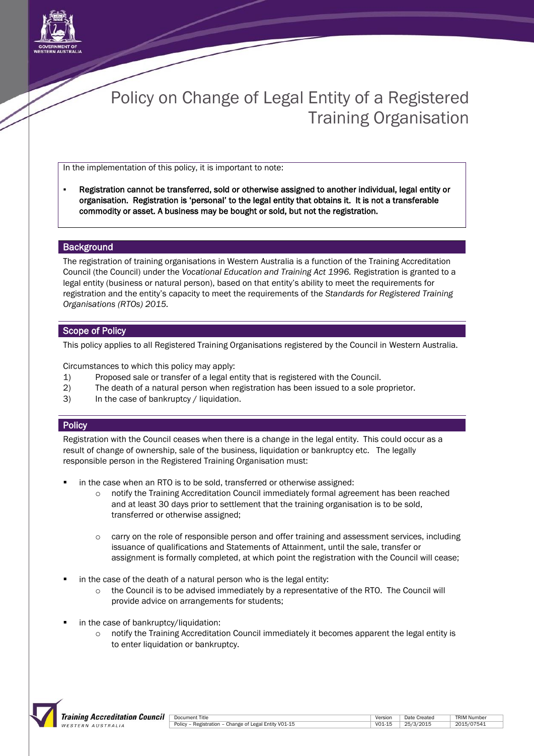# Policy on Change of Legal Entity of a Registered Training Organisation

In the implementation of this policy, it is important to note:

- **Registration cannot be transferred, sold or otherwise assigned to another individual, legal entity or organisation. Registration is 'personal' to the legal entity that obtains it. It is not a transferable commodity or asset. A business may be bought or sold, but not the registration.**

## Background

The registration of training organisations in Western Australia is a function of the Training Accreditation Council (the Council) under the *Vocational Education and Training Act 1996.* Registration is granted to a legal entity (business or natural person), based on that entity's ability to meet the requirements for registration and the entity's capacity to meet the requirements of the *Standards for Registered Training Organisations (RTOs) 2015*.

## Scope of Policy

This policy applies to all Registered Training Organisations registered by the Council in Western Australia.

Circumstances to which this policy may apply:

1) Proposed sale or transfer of a legal entity that is registered with the Council.
2) The death of a natural person when registration has been issued to a sole proprietor.
3) In the case of bankruptcy / liquidation.

## Policy

Registration with the Council ceases when there is a change in the legal entity. This could occur as a result of change of ownership, sale of the business, liquidation or bankruptcy etc. The legally responsible person in the Registered Training Organisation must:

- in the case when an RTO is to be sold, transferred or otherwise assigned:
  - notify the Training Accreditation Council immediately formal agreement has been reached and at least 30 days prior to settlement that the training organisation is to be sold, transferred or otherwise assigned;
  - carry on the role of responsible person and offer training and assessment services, including issuance of qualifications and Statements of Attainment, until the sale, transfer or assignment is formally completed, at which point the registration with the Council will cease;
- in the case of the death of a natural person who is the legal entity:
  - the Council is to be advised immediately by a representative of the RTO. The Council will provide advice on arrangements for students;
- in the case of bankruptcy/liquidation:
  - notify the Training Accreditation Council immediately it becomes apparent the legal entity is to enter liquidation or bankruptcy.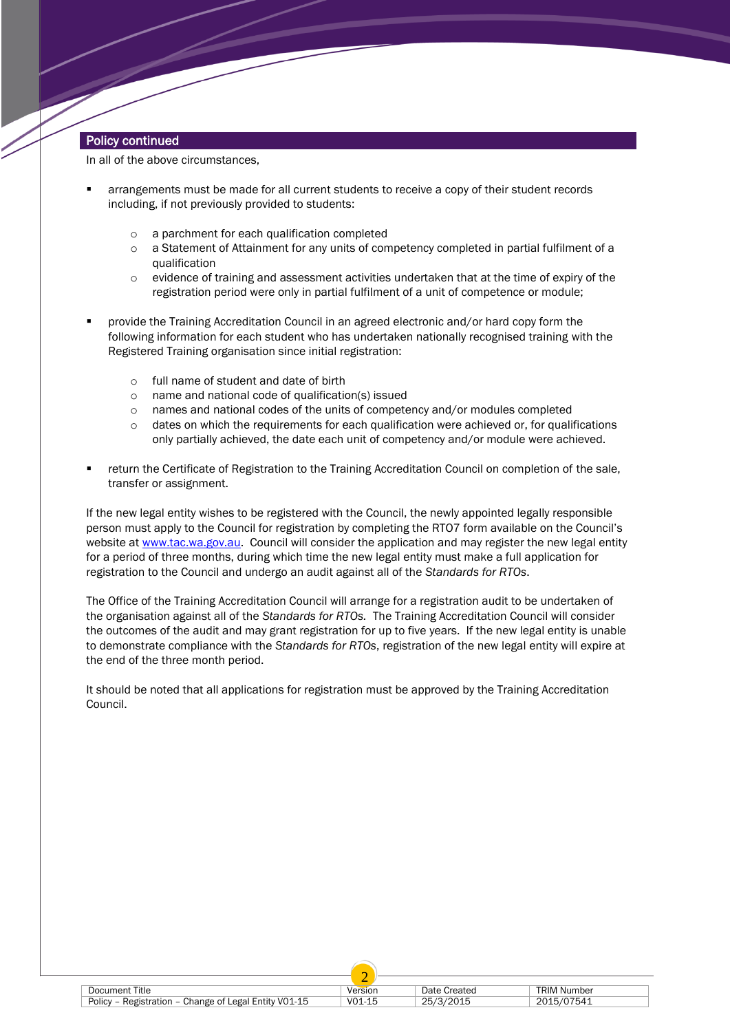## Policy continued

In all of the above circumstances,

- arrangements must be made for all current students to receive a copy of their student records including, if not previously provided to students:
    - a parchment for each qualification completed
    - a Statement of Attainment for any units of competency completed in partial fulfilment of a qualification
    - evidence of training and assessment activities undertaken that at the time of expiry of the registration period were only in partial fulfilment of a unit of competence or module;
- provide the Training Accreditation Council in an agreed electronic and/or hard copy form the following information for each student who has undertaken nationally recognised training with the Registered Training organisation since initial registration:
    - full name of student and date of birth
    - name and national code of qualification(s) issued
    - names and national codes of the units of competency and/or modules completed
    - dates on which the requirements for each qualification were achieved or, for qualifications only partially achieved, the date each unit of competency and/or module were achieved.
- return the Certificate of Registration to the Training Accreditation Council on completion of the sale, transfer or assignment.

If the new legal entity wishes to be registered with the Council, the newly appointed legally responsible person must apply to the Council for registration by completing the RTO7 form available on the Council's website at [www.tac.wa.gov.au](http://www.tac.wa.gov.au). Council will consider the application and may register the new legal entity for a period of three months, during which time the new legal entity must make a full application for registration to the Council and undergo an audit against all of the *Standards for RTOs*.

The Office of the Training Accreditation Council will arrange for a registration audit to be undertaken of the organisation against all of the *Standards for RTOs*. The Training Accreditation Council will consider the outcomes of the audit and may grant registration for up to five years. If the new legal entity is unable to demonstrate compliance with the *Standards for RTOs*, registration of the new legal entity will expire at the end of the three month period.

It should be noted that all applications for registration must be approved by the Training Accreditation Council.